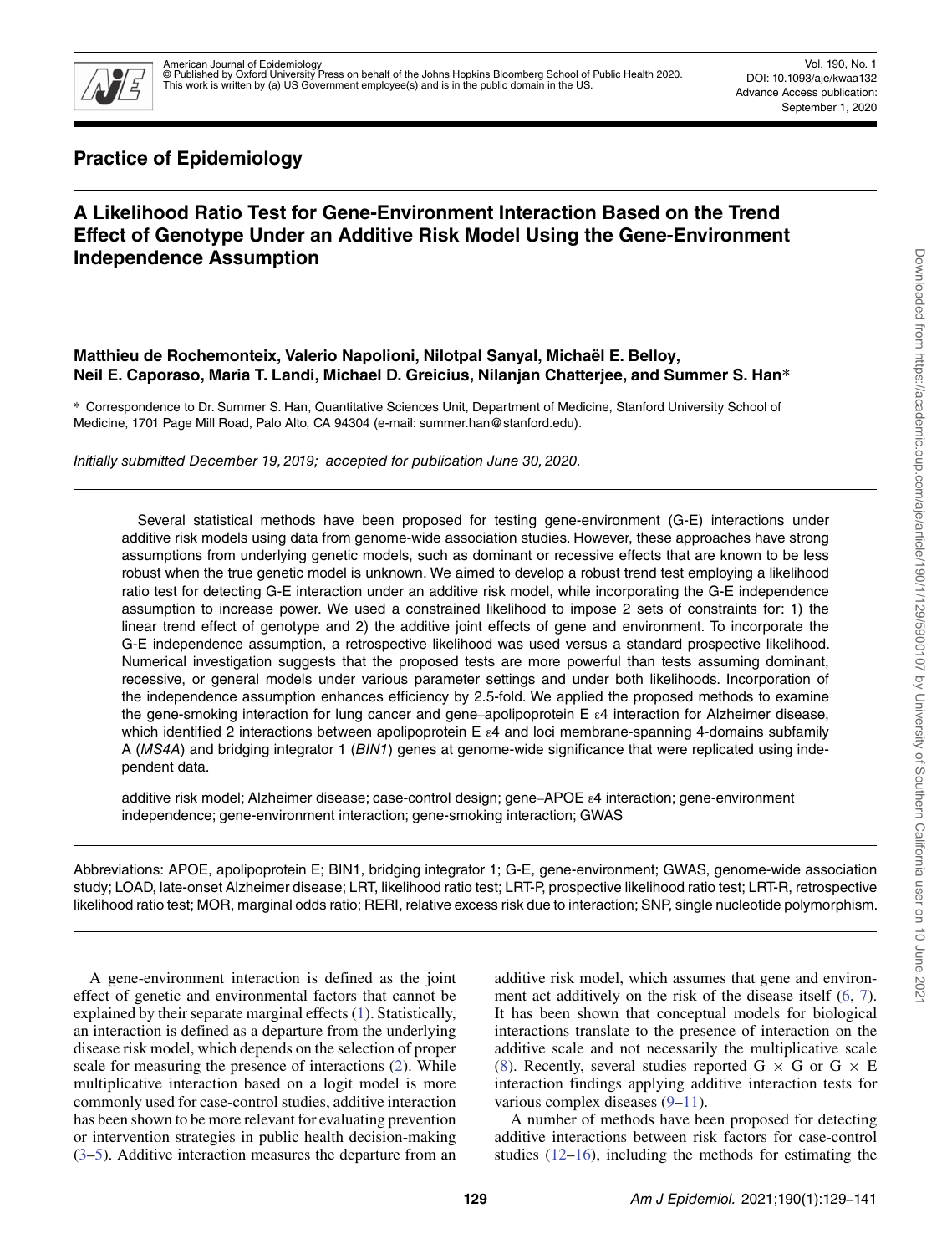## Practice of Epidemiology

# A Likelihood Ratio Test for Gene-Environment Interaction Based on the Trend Effect of Genotype Under an Additive Risk Model Using the Gene-Environment Independence Assumption

**Matthieu de Rochemonteix, Valerio Napolioni, Nilotpal Sanyal, Michaël E. Belloy, Neil E. Caporaso, Maria T. Landi, Michael D. Greicius, Nilanjan Chatterjee, and Summer S. Han***

\* Correspondence to Dr. Summer S. Han, Quantitative Sciences Unit, Department of Medicine, Stanford University School of Medicine, 1701 Page Mill Road, Palo Alto, CA 94304 (e-mail: summer.han@stanford.edu).

*Initially submitted December 19, 2019; accepted for publication June 30, 2020.*

Several statistical methods have been proposed for testing gene-environment (G-E) interactions under additive risk models using data from genome-wide association studies. However, these approaches have strong assumptions from underlying genetic models, such as dominant or recessive effects that are known to be less robust when the true genetic model is unknown. We aimed to develop a robust trend test employing a likelihood ratio test for detecting G-E interaction under an additive risk model, while incorporating the G-E independence assumption to increase power. We used a constrained likelihood to impose 2 sets of constraints for: 1) the linear trend effect of genotype and 2) the additive joint effects of gene and environment. To incorporate the G-E independence assumption, a retrospective likelihood was used versus a standard prospective likelihood. Numerical investigation suggests that the proposed tests are more powerful than tests assuming dominant, recessive, or general models under various parameter settings and under both likelihoods. Incorporation of the independence assumption enhances efficiency by 2.5-fold. We applied the proposed methods to examine the gene-smoking interaction for lung cancer and gene–apolipoprotein E ε4 interaction for Alzheimer disease, which identified 2 interactions between apolipoprotein E ε4 and loci membrane-spanning 4-domains subfamily A (*MS4A*) and bridging integrator 1 (*BIN1*) genes at genome-wide significance that were replicated using independent data.

additive risk model; Alzheimer disease; case-control design; gene–APOE ε4 interaction; gene-environment independence; gene-environment interaction; gene-smoking interaction; GWAS

Abbreviations: APOE, apolipoprotein E; BIN1, bridging integrator 1; G-E, gene-environment; GWAS, genome-wide association study; LOAD, late-onset Alzheimer disease; LRT, likelihood ratio test; LRT-P, prospective likelihood ratio test; LRT-R, retrospective likelihood ratio test; MOR, marginal odds ratio; RERI, relative excess risk due to interaction; SNP, single nucleotide polymorphism.

A gene-environment interaction is defined as the joint effect of genetic and environmental factors that cannot be explained by their separate marginal effects (1). Statistically, an interaction is defined as a departure from the underlying disease risk model, which depends on the selection of proper scale for measuring the presence of interactions (2). While multiplicative interaction based on a logit model is more commonly used for case-control studies, additive interaction has been shown to be more relevant for evaluating prevention or intervention strategies in public health decision-making (3–5). Additive interaction measures the departure from an additive risk model, which assumes that gene and environment act additively on the risk of the disease itself (6, 7). It has been shown that conceptual models for biological interactions translate to the presence of interaction on the additive scale and not necessarily the multiplicative scale (8). Recently, several studies reported G × G or G × E interaction findings applying additive interaction tests for various complex diseases (9–11).

A number of methods have been proposed for detecting additive interactions between risk factors for case-control studies (12–16), including the methods for estimating the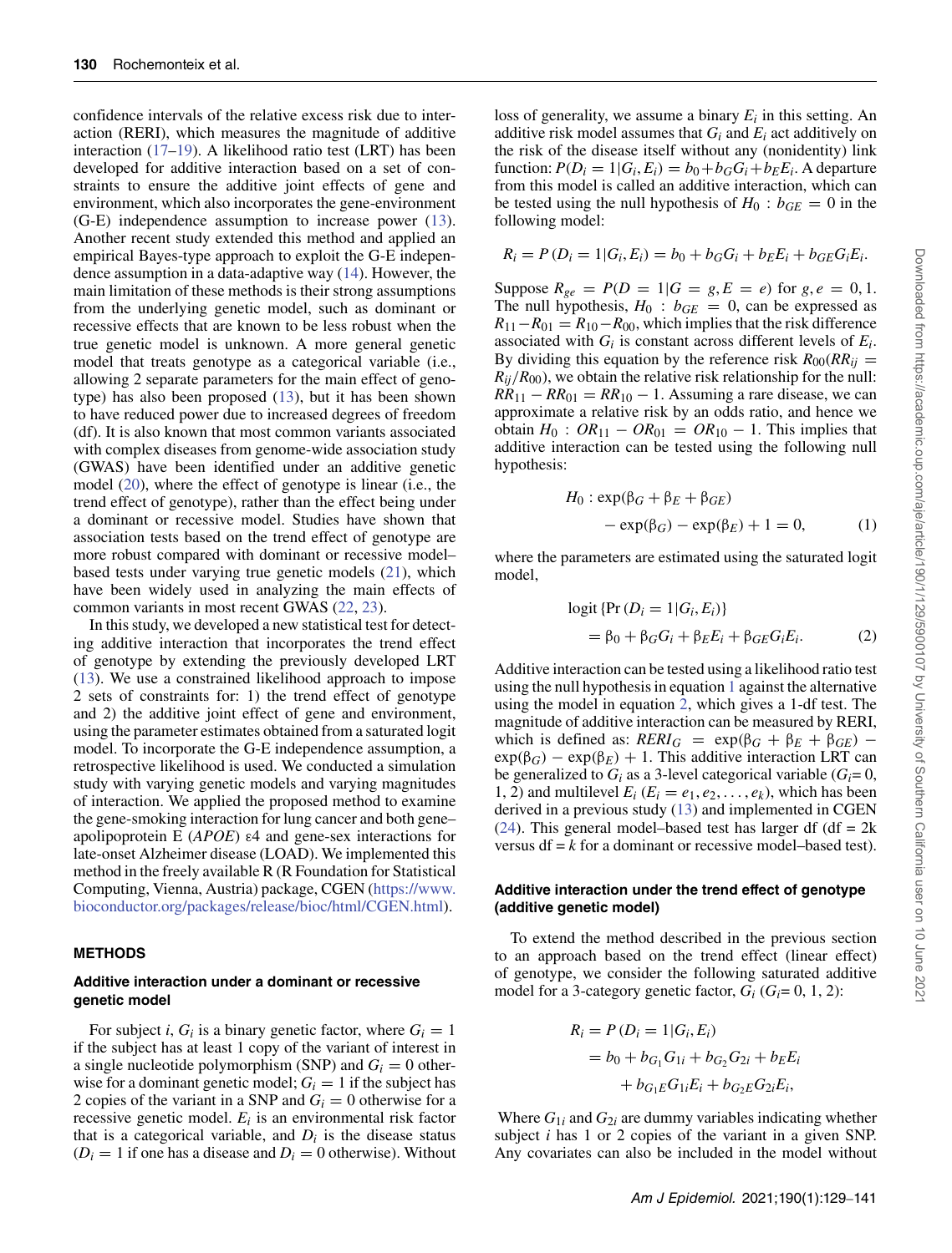confidence intervals of the relative excess risk due to interaction (RERI), which measures the magnitude of additive interaction (17–19). A likelihood ratio test (LRT) has been developed for additive interaction based on a set of constraints to ensure the additive joint effects of gene and environment, which also incorporates the gene-environment (G-E) independence assumption to increase power (13). Another recent study extended this method and applied an empirical Bayes-type approach to exploit the G-E independence assumption in a data-adaptive way (14). However, the main limitation of these methods is their strong assumptions from the underlying genetic model, such as dominant or recessive effects that are known to be less robust when the true genetic model is unknown. A more general genetic model that treats genotype as a categorical variable (i.e., allowing 2 separate parameters for the main effect of genotype) has also been proposed (13), but it has been shown to have reduced power due to increased degrees of freedom (df). It is also known that most common variants associated with complex diseases from genome-wide association study (GWAS) have been identified under an additive genetic model (20), where the effect of genotype is linear (i.e., the trend effect of genotype), rather than the effect being under a dominant or recessive model. Studies have shown that association tests based on the trend effect of genotype are more robust compared with dominant or recessive model–based tests under varying true genetic models (21), which have been widely used in analyzing the main effects of common variants in most recent GWAS (22, 23).

In this study, we developed a new statistical test for detecting additive interaction that incorporates the trend effect of genotype by extending the previously developed LRT (13). We use a constrained likelihood approach to impose 2 sets of constraints for: 1) the trend effect of genotype and 2) the additive joint effect of gene and environment, using the parameter estimates obtained from a saturated logit model. To incorporate the G-E independence assumption, a retrospective likelihood is used. We conducted a simulation study with varying genetic models and varying magnitudes of interaction. We applied the proposed method to examine the gene-smoking interaction for lung cancer and both gene–apolipoprotein E (*APOE*) ε4 and gene-sex interactions for late-onset Alzheimer disease (LOAD). We implemented this method in the freely available R (R Foundation for Statistical Computing, Vienna, Austria) package, CGEN (https://www.bioconductor.org/packages/release/bioc/html/CGEN.html).

## METHODS

### Additive interaction under a dominant or recessive genetic model

For subject $i$, $G_i$ is a binary genetic factor, where $G_i = 1$ if the subject has at least 1 copy of the variant of interest in a single nucleotide polymorphism (SNP) and $G_i = 0$ otherwise for a dominant genetic model; $G_i = 1$ if the subject has 2 copies of the variant in a SNP and $G_i = 0$ otherwise for a recessive genetic model. $E_i$ is an environmental risk factor that is a categorical variable, and $D_i$ is the disease status ($D_i = 1$ if one has a disease and $D_i = 0$ otherwise). Without loss of generality, we assume a binary $E_i$ in this setting. An additive risk model assumes that $G_i$ and $E_i$ act additively on the risk of the disease itself without any (nonidentity) link function: $P(D_i = 1|G_i, E_i) = b_0 + b_G G_i + b_E E_i$. A departure from this model is called an additive interaction, which can be tested using the null hypothesis of $H_0 : b_{GE} = 0$ in the following model:

$$R_i = P(D_i = 1|G_i, E_i) = b_0 + b_G G_i + b_E E_i + b_{GE} G_i E_i.$$

Suppose $R_{ge} = P(D = 1|G = g, E = e)$ for $g, e = 0, 1$. The null hypothesis, $H_0 : b_{GE} = 0$, can be expressed as $R_{11} - R_{01} = R_{10} - R_{00}$, which implies that the risk difference associated with $G_i$ is constant across different levels of $E_i$. By dividing this equation by the reference risk $R_{00}$ ($RR_{ij} = R_{ij}/R_{00}$), we obtain the relative risk relationship for the null: $RR_{11} - RR_{01} = RR_{10} - 1$. Assuming a rare disease, we can approximate a relative risk by an odds ratio, and hence we obtain $H_0 : OR_{11} - OR_{01} = OR_{10} - 1$. This implies that additive interaction can be tested using the following null hypothesis:

$$H_0 : \exp(\beta_G + \beta_E + \beta_{GE}) - \exp(\beta_G) - \exp(\beta_E) + 1 = 0, \quad (1)$$

where the parameters are estimated using the saturated logit model,

$$\text{logit}\{\Pr(D_i = 1|G_i, E_i)\} = \beta_0 + \beta_G G_i + \beta_E E_i + \beta_{GE} G_i E_i. \quad (2)$$

Additive interaction can be tested using a likelihood ratio test using the null hypothesis in equation 1 against the alternative using the model in equation 2, which gives a 1-df test. The magnitude of additive interaction can be measured by RERI, which is defined as: $RERI_G = \exp(\beta_G + \beta_E + \beta_{GE}) - \exp(\beta_G) - \exp(\beta_E) + 1$. This additive interaction LRT can be generalized to $G_i$ as a 3-level categorical variable ($G_i$= 0, 1, 2) and multilevel $E_i$ ($E_i = e_1, e_2, \ldots, e_k$), which has been derived in a previous study (13) and implemented in CGEN (24). This general model–based test has larger df (df = 2k versus df = k for a dominant or recessive model–based test).

### Additive interaction under the trend effect of genotype (additive genetic model)

To extend the method described in the previous section to an approach based on the trend effect (linear effect) of genotype, we consider the following saturated additive model for a 3-category genetic factor, $G_i$ ($G_i$= 0, 1, 2):

$$\begin{aligned} R_i &= P(D_i = 1|G_i, E_i) \\ &= b_0 + b_{G_1} G_{1i} + b_{G_2} G_{2i} + b_E E_i \\ &\quad + b_{G_1 E} G_{1i} E_i + b_{G_2 E} G_{2i} E_i, \end{aligned}$$

Where $G_{1i}$ and $G_{2i}$ are dummy variables indicating whether subject $i$ has 1 or 2 copies of the variant in a given SNP. Any covariates can also be included in the model without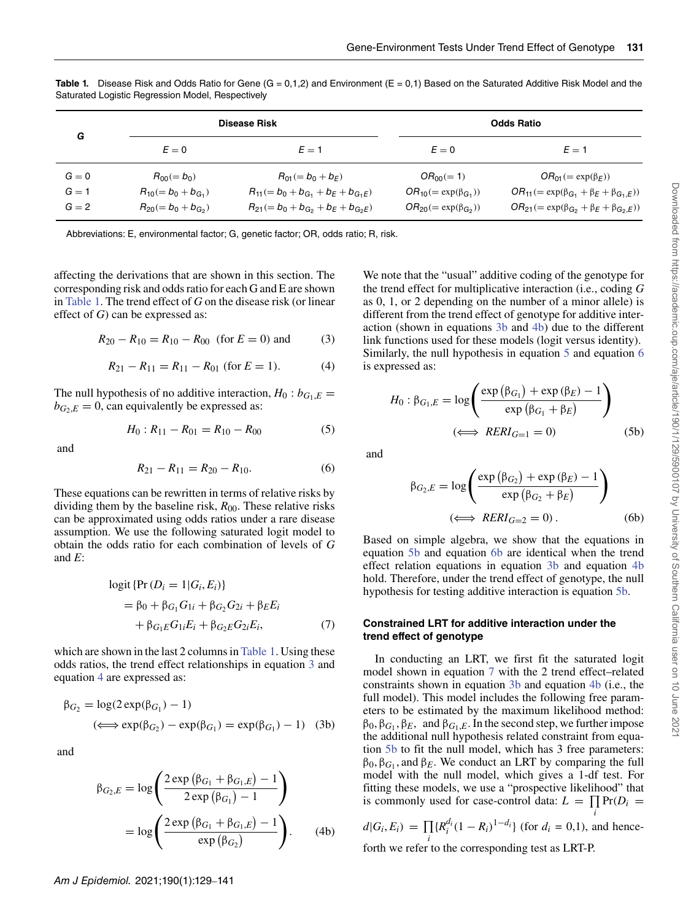**Table 1.** Disease Risk and Odds Ratio for Gene (G = 0,1,2) and Environment (E = 0,1) Based on the Saturated Additive Risk Model and the Saturated Logistic Regression Model, Respectively

| G | Disease Risk | | Odds Ratio | |
|---|---|---|---|---|
| | $E = 0$ | $E = 1$ | $E = 0$ | $E = 1$ |
| $G = 0$ | $R_{00}(= b_0)$ | $R_{01}(= b_0 + b_E)$ | $OR_{00}(= 1)$ | $OR_{01}(= \exp(\beta_E))$ |
| $G = 1$ | $R_{10}(= b_0 + b_{G_1})$ | $R_{11}(= b_0 + b_{G_1} + b_E + b_{G_1E})$ | $OR_{10}(= \exp(\beta_{G_1}))$ | $OR_{11}(= \exp(\beta_{G_1} + \beta_E + \beta_{G_1,E}))$ |
| $G = 2$ | $R_{20}(= b_0 + b_{G_2})$ | $R_{21}(= b_0 + b_{G_2} + b_E + b_{G_2E})$ | $OR_{20}(= \exp(\beta_{G_2}))$ | $OR_{21}(= \exp(\beta_{G_2} + \beta_E + \beta_{G_2,E}))$ |

Abbreviations: E, environmental factor; G, genetic factor; OR, odds ratio; R, risk.

affecting the derivations that are shown in this section. The corresponding risk and odds ratio for each G and E are shown in Table 1. The trend effect of $G$ on the disease risk (or linear effect of $G$) can be expressed as:

$$R_{20} - R_{10} = R_{10} - R_{00} \quad (\text{for } E = 0) \text{ and} \tag{3}$$

$$R_{21} - R_{11} = R_{11} - R_{01} \ (\text{for } E = 1). \tag{4}$$

The null hypothesis of no additive interaction, $H_0 : b_{G_1,E} = b_{G_2,E} = 0$, can equivalently be expressed as:

$$H_0 : R_{11} - R_{01} = R_{10} - R_{00} \tag{5}$$

and

$$R_{21} - R_{11} = R_{20} - R_{10}. \tag{6}$$

These equations can be rewritten in terms of relative risks by dividing them by the baseline risk, $R_{00}$. These relative risks can be approximated using odds ratios under a rare disease assumption. We use the following saturated logit model to obtain the odds ratio for each combination of levels of $G$ and $E$:

$$\begin{aligned}
&\text{logit}\{\Pr(D_i = 1|G_i, E_i)\} \\
&= \beta_0 + \beta_{G_1}G_{1i} + \beta_{G_2}G_{2i} + \beta_E E_i \\
&\quad + \beta_{G_1E}G_{1i}E_i + \beta_{G_2E}G_{2i}E_i,
\end{aligned} \tag{7}$$

which are shown in the last 2 columns in Table 1. Using these odds ratios, the trend effect relationships in equation 3 and equation 4 are expressed as:

$$\beta_{G_2} = \log(2\exp(\beta_{G_1}) - 1)$$
$$(\Longleftrightarrow \exp(\beta_{G_2}) - \exp(\beta_{G_1}) = \exp(\beta_{G_1}) - 1) \tag{3b}$$

and

$$\beta_{G_2,E} = \log\left(\frac{2\exp\left(\beta_{G_1} + \beta_{G_1,E}\right) - 1}{2\exp\left(\beta_{G_1}\right) - 1}\right)$$
$$= \log\left(\frac{2\exp\left(\beta_{G_1} + \beta_{G_1,E}\right) - 1}{\exp\left(\beta_{G_2}\right)}\right). \tag{4b}$$

We note that the "usual" additive coding of the genotype for the trend effect for multiplicative interaction (i.e., coding $G$ as 0, 1, or 2 depending on the number of a minor allele) is different from the trend effect of genotype for additive interaction (shown in equations 3b and 4b) due to the different link functions used for these models (logit versus identity). Similarly, the null hypothesis in equation 5 and equation 6 is expressed as:

$$H_0 : \beta_{G_1,E} = \log\left(\frac{\exp\left(\beta_{G_1}\right) + \exp\left(\beta_E\right) - 1}{\exp\left(\beta_{G_1} + \beta_E\right)}\right)$$
$$(\Longleftrightarrow \ RERI_{G=1} = 0) \tag{5b}$$

and

$$\beta_{G_2,E} = \log\left(\frac{\exp\left(\beta_{G_2}\right) + \exp\left(\beta_E\right) - 1}{\exp\left(\beta_{G_2} + \beta_E\right)}\right)$$
$$(\Longleftrightarrow \ RERI_{G=2} = 0)\,. \tag{6b}$$

Based on simple algebra, we show that the equations in equation 5b and equation 6b are identical when the trend effect relation equations in equation 3b and equation 4b hold. Therefore, under the trend effect of genotype, the null hypothesis for testing additive interaction is equation 5b.

#### Constrained LRT for additive interaction under the trend effect of genotype

In conducting an LRT, we first fit the saturated logit model shown in equation 7 with the 2 trend effect–related constraints shown in equation 3b and equation 4b (i.e., the full model). This model includes the following free parameters to be estimated by the maximum likelihood method: $\beta_0, \beta_{G_1}, \beta_E,$ and $\beta_{G_1,E}$. In the second step, we further impose the additional null hypothesis related constraint from equation 5b to fit the null model, which has 3 free parameters: $\beta_0, \beta_{G_1}$, and $\beta_E$. We conduct an LRT by comparing the full model with the null model, which gives a 1-df test. For fitting these models, we use a "prospective likelihood" that is commonly used for case-control data: $L = \prod_i \Pr(D_i = d|G_i, E_i) = \prod_i \{R_i^{d_i}(1 - R_i)^{1-d_i}\}$ (for $d_i = 0,1$), and henceforth we refer to the corresponding test as LRT-P.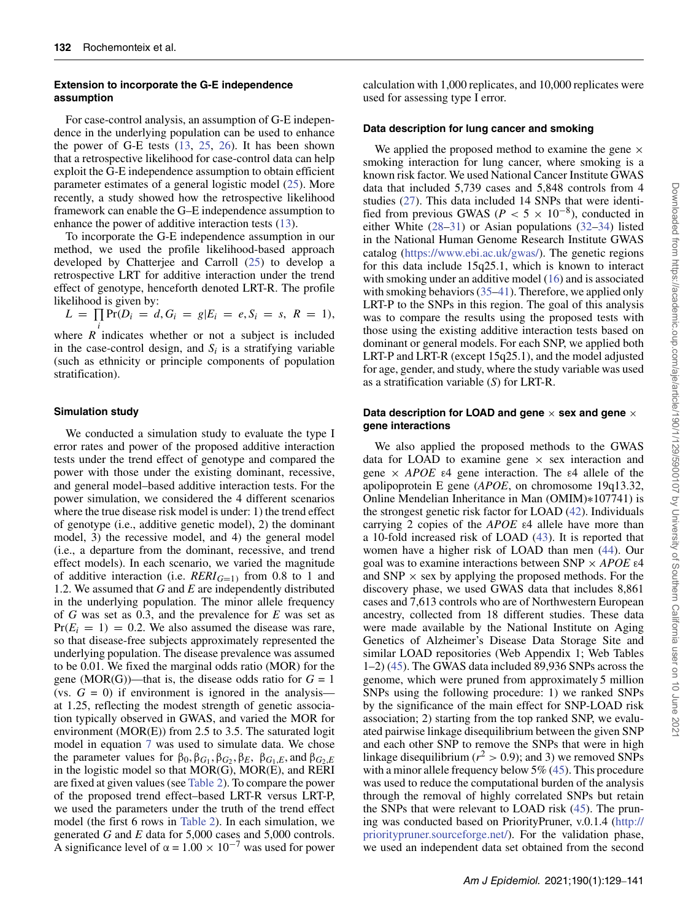### Extension to incorporate the G-E independence assumption

For case-control analysis, an assumption of G-E independence in the underlying population can be used to enhance the power of G-E tests (13, 25, 26). It has been shown that a retrospective likelihood for case-control data can help exploit the G-E independence assumption to obtain efficient parameter estimates of a general logistic model (25). More recently, a study showed how the retrospective likelihood framework can enable the G–E independence assumption to enhance the power of additive interaction tests (13).

To incorporate the G-E independence assumption in our method, we used the profile likelihood-based approach developed by Chatterjee and Carroll (25) to develop a retrospective LRT for additive interaction under the trend effect of genotype, henceforth denoted LRT-R. The profile likelihood is given by:

$$L = \prod_i \Pr(D_i = d, G_i = g | E_i = e, S_i = s,\ R = 1),$$

where $R$ indicates whether or not a subject is included in the case-control design, and $S_i$ is a stratifying variable (such as ethnicity or principle components of population stratification).

### Simulation study

We conducted a simulation study to evaluate the type I error rates and power of the proposed additive interaction tests under the trend effect of genotype and compared the power with those under the existing dominant, recessive, and general model–based additive interaction tests. For the power simulation, we considered the 4 different scenarios where the true disease risk model is under: 1) the trend effect of genotype (i.e., additive genetic model), 2) the dominant model, 3) the recessive model, and 4) the general model (i.e., a departure from the dominant, recessive, and trend effect models). In each scenario, we varied the magnitude of additive interaction (i.e. $RERI_{G=1}$) from 0.8 to 1 and 1.2. We assumed that $G$ and $E$ are independently distributed in the underlying population. The minor allele frequency of $G$ was set as 0.3, and the prevalence for $E$ was set as $\Pr(E_i = 1) = 0.2$. We also assumed the disease was rare, so that disease-free subjects approximately represented the underlying population. The disease prevalence was assumed to be 0.01. We fixed the marginal odds ratio (MOR) for the gene (MOR(G))—that is, the disease odds ratio for $G = 1$ (vs. $G = 0$) if environment is ignored in the analysis—at 1.25, reflecting the modest strength of genetic association typically observed in GWAS, and varied the MOR for environment (MOR(E)) from 2.5 to 3.5. The saturated logit model in equation 7 was used to simulate data. We chose the parameter values for $\beta_0, \beta_{G_1}, \beta_{G_2}, \beta_E,\ \beta_{G_1,E}$, and $\beta_{G_2,E}$ in the logistic model so that MOR(G), MOR(E), and RERI are fixed at given values (see Table 2). To compare the power of the proposed trend effect–based LRT-R versus LRT-P, we used the parameters under the truth of the trend effect model (the first 6 rows in Table 2). In each simulation, we generated $G$ and $E$ data for 5,000 cases and 5,000 controls. A significance level of $\alpha = 1.00 \times 10^{-7}$ was used for power calculation with 1,000 replicates, and 10,000 replicates were used for assessing type I error.

### Data description for lung cancer and smoking

We applied the proposed method to examine the gene × smoking interaction for lung cancer, where smoking is a known risk factor. We used National Cancer Institute GWAS data that included 5,739 cases and 5,848 controls from 4 studies (27). This data included 14 SNPs that were identified from previous GWAS ($P < 5 \times 10^{-8}$), conducted in either White (28–31) or Asian populations (32–34) listed in the National Human Genome Research Institute GWAS catalog (https://www.ebi.ac.uk/gwas/). The genetic regions for this data include 15q25.1, which is known to interact with smoking under an additive model (16) and is associated with smoking behaviors (35–41). Therefore, we applied only LRT-P to the SNPs in this region. The goal of this analysis was to compare the results using the proposed tests with those using the existing additive interaction tests based on dominant or general models. For each SNP, we applied both LRT-P and LRT-R (except 15q25.1), and the model adjusted for age, gender, and study, where the study variable was used as a stratification variable ($S$) for LRT-R.

### Data description for LOAD and gene × sex and gene × gene interactions

We also applied the proposed methods to the GWAS data for LOAD to examine gene × sex interaction and gene × *APOE* ε4 gene interaction. The ε4 allele of the apolipoprotein E gene (*APOE*, on chromosome 19q13.32, Online Mendelian Inheritance in Man (OMIM)*107741) is the strongest genetic risk factor for LOAD (42). Individuals carrying 2 copies of the *APOE* ε4 allele have more than a 10-fold increased risk of LOAD (43). It is reported that women have a higher risk of LOAD than men (44). Our goal was to examine interactions between SNP × *APOE* ε4 and SNP × sex by applying the proposed methods. For the discovery phase, we used GWAS data that includes 8,861 cases and 7,613 controls who are of Northwestern European ancestry, collected from 18 different studies. These data were made available by the National Institute on Aging Genetics of Alzheimer's Disease Data Storage Site and similar LOAD repositories (Web Appendix 1; Web Tables 1–2) (45). The GWAS data included 89,936 SNPs across the genome, which were pruned from approximately 5 million SNPs using the following procedure: 1) we ranked SNPs by the significance of the main effect for SNP-LOAD risk association; 2) starting from the top ranked SNP, we evaluated pairwise linkage disequilibrium between the given SNP and each other SNP to remove the SNPs that were in high linkage disequilibrium ($r^2 > 0.9$); and 3) we removed SNPs with a minor allele frequency below 5% (45). This procedure was used to reduce the computational burden of the analysis through the removal of highly correlated SNPs but retain the SNPs that were relevant to LOAD risk (45). The pruning was conducted based on PriorityPruner, v.0.1.4 (http://prioritypruner.sourceforge.net/). For the validation phase, we used an independent data set obtained from the second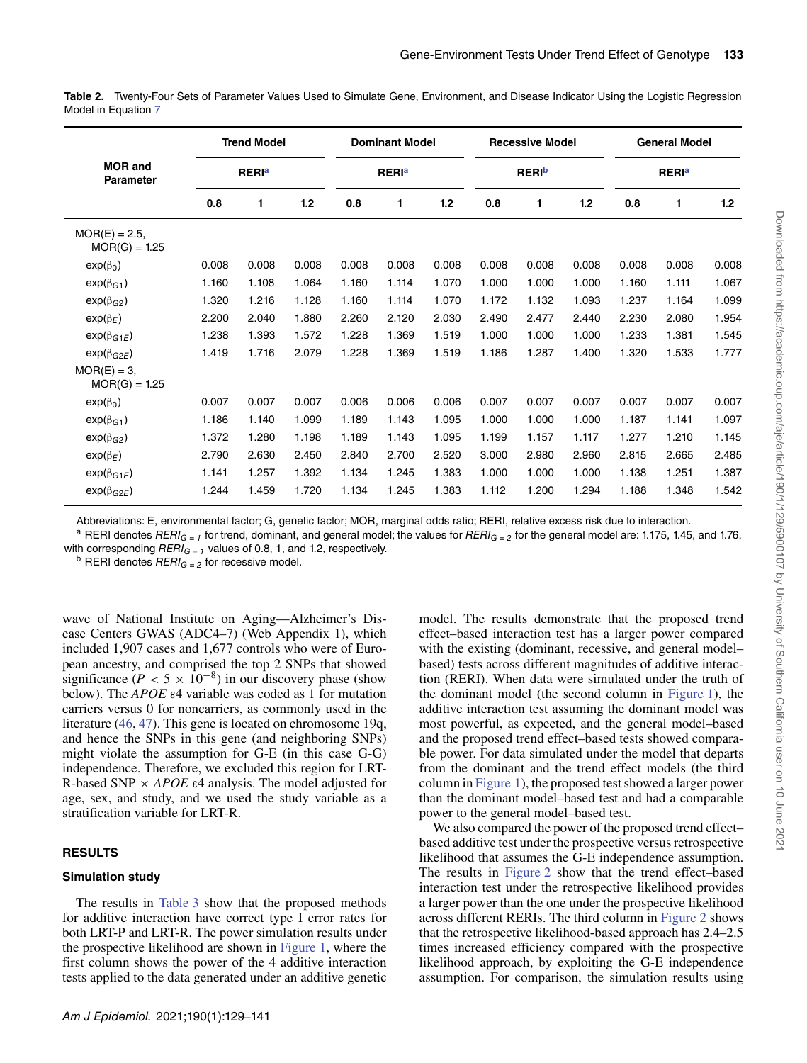**Table 2.** Twenty-Four Sets of Parameter Values Used to Simulate Gene, Environment, and Disease Indicator Using the Logistic Regression Model in Equation 7

| MOR and Parameter | Trend Model | | | Dominant Model | | | Recessive Model | | | General Model | | |
|---|---|---|---|---|---|---|---|---|---|---|---|---|
| | RERI[a] | | | RERI[a] | | | RERI[b] | | | RERI[a] | | |
| | 0.8 | 1 | 1.2 | 0.8 | 1 | 1.2 | 0.8 | 1 | 1.2 | 0.8 | 1 | 1.2 |
| MOR(E) = 2.5, MOR(G) = 1.25 | | | | | | | | | | | | |
| $\exp(\beta_0)$ | 0.008 | 0.008 | 0.008 | 0.008 | 0.008 | 0.008 | 0.008 | 0.008 | 0.008 | 0.008 | 0.008 | 0.008 |
| $\exp(\beta_{G1})$ | 1.160 | 1.108 | 1.064 | 1.160 | 1.114 | 1.070 | 1.000 | 1.000 | 1.000 | 1.160 | 1.111 | 1.067 |
| $\exp(\beta_{G2})$ | 1.320 | 1.216 | 1.128 | 1.160 | 1.114 | 1.070 | 1.172 | 1.132 | 1.093 | 1.237 | 1.164 | 1.099 |
| $\exp(\beta_E)$ | 2.200 | 2.040 | 1.880 | 2.260 | 2.120 | 2.030 | 2.490 | 2.477 | 2.440 | 2.230 | 2.080 | 1.954 |
| $\exp(\beta_{G1E})$ | 1.238 | 1.393 | 1.572 | 1.228 | 1.369 | 1.519 | 1.000 | 1.000 | 1.000 | 1.233 | 1.381 | 1.545 |
| $\exp(\beta_{G2E})$ | 1.419 | 1.716 | 2.079 | 1.228 | 1.369 | 1.519 | 1.186 | 1.287 | 1.400 | 1.320 | 1.533 | 1.777 |
| MOR(E) = 3, MOR(G) = 1.25 | | | | | | | | | | | | |
| $\exp(\beta_0)$ | 0.007 | 0.007 | 0.007 | 0.006 | 0.006 | 0.006 | 0.007 | 0.007 | 0.007 | 0.007 | 0.007 | 0.007 |
| $\exp(\beta_{G1})$ | 1.186 | 1.140 | 1.099 | 1.189 | 1.143 | 1.095 | 1.000 | 1.000 | 1.000 | 1.187 | 1.141 | 1.097 |
| $\exp(\beta_{G2})$ | 1.372 | 1.280 | 1.198 | 1.189 | 1.143 | 1.095 | 1.199 | 1.157 | 1.117 | 1.277 | 1.210 | 1.145 |
| $\exp(\beta_E)$ | 2.790 | 2.630 | 2.450 | 2.840 | 2.700 | 2.520 | 3.000 | 2.980 | 2.960 | 2.815 | 2.665 | 2.485 |
| $\exp(\beta_{G1E})$ | 1.141 | 1.257 | 1.392 | 1.134 | 1.245 | 1.383 | 1.000 | 1.000 | 1.000 | 1.138 | 1.251 | 1.387 |
| $\exp(\beta_{G2E})$ | 1.244 | 1.459 | 1.720 | 1.134 | 1.245 | 1.383 | 1.112 | 1.200 | 1.294 | 1.188 | 1.348 | 1.542 |

Abbreviations: E, environmental factor; G, genetic factor; MOR, marginal odds ratio; RERI, relative excess risk due to interaction.

[a] RERI denotes $RERI_{G=1}$ for trend, dominant, and general model; the values for $RERI_{G=2}$ for the general model are: 1.175, 1.45, and 1.76, with corresponding $RERI_{G=1}$ values of 0.8, 1, and 1.2, respectively.

[b] RERI denotes $RERI_{G=2}$ for recessive model.

wave of National Institute on Aging—Alzheimer's Disease Centers GWAS (ADC4–7) (Web Appendix 1), which included 1,907 cases and 1,677 controls who were of European ancestry, and comprised the top 2 SNPs that showed significance ($P < 5 \times 10^{-8}$) in our discovery phase (show below). The *APOE* ε4 variable was coded as 1 for mutation carriers versus 0 for noncarriers, as commonly used in the literature (46, 47). This gene is located on chromosome 19q, and hence the SNPs in this gene (and neighboring SNPs) might violate the assumption for G-E (in this case G-G) independence. Therefore, we excluded this region for LRT-R-based SNP × *APOE* ε4 analysis. The model adjusted for age, sex, and study, and we used the study variable as a stratification variable for LRT-R.

## RESULTS

### Simulation study

The results in Table 3 show that the proposed methods for additive interaction have correct type I error rates for both LRT-P and LRT-R. The power simulation results under the prospective likelihood are shown in Figure 1, where the first column shows the power of the 4 additive interaction tests applied to the data generated under an additive genetic model. The results demonstrate that the proposed trend effect–based interaction test has a larger power compared with the existing (dominant, recessive, and general model–based) tests across different magnitudes of additive interaction (RERI). When data were simulated under the truth of the dominant model (the second column in Figure 1), the additive interaction test assuming the dominant model was most powerful, as expected, and the general model–based and the proposed trend effect–based tests showed comparable power. For data simulated under the model that departs from the dominant and the trend effect models (the third column in Figure 1), the proposed test showed a larger power than the dominant model–based test and had a comparable power to the general model–based test.

We also compared the power of the proposed trend effect–based additive test under the prospective versus retrospective likelihood that assumes the G-E independence assumption. The results in Figure 2 show that the trend effect–based interaction test under the retrospective likelihood provides a larger power than the one under the prospective likelihood across different RERIs. The third column in Figure 2 shows that the retrospective likelihood-based approach has 2.4–2.5 times increased efficiency compared with the prospective likelihood approach, by exploiting the G-E independence assumption. For comparison, the simulation results using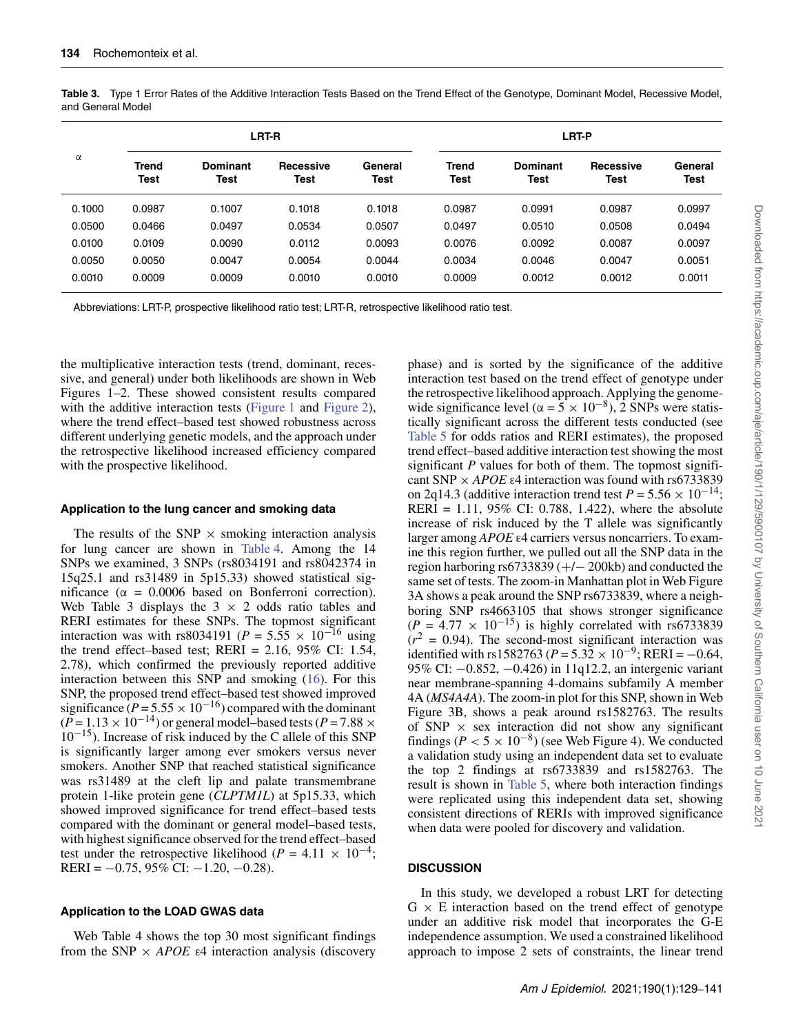**Table 3.** Type 1 Error Rates of the Additive Interaction Tests Based on the Trend Effect of the Genotype, Dominant Model, Recessive Model, and General Model

| α | LRT-R | | | | LRT-P | | | |
|---|---|---|---|---|---|---|---|---|
| | Trend Test | Dominant Test | Recessive Test | General Test | Trend Test | Dominant Test | Recessive Test | General Test |
| 0.1000 | 0.0987 | 0.1007 | 0.1018 | 0.1018 | 0.0987 | 0.0991 | 0.0987 | 0.0997 |
| 0.0500 | 0.0466 | 0.0497 | 0.0534 | 0.0507 | 0.0497 | 0.0510 | 0.0508 | 0.0494 |
| 0.0100 | 0.0109 | 0.0090 | 0.0112 | 0.0093 | 0.0076 | 0.0092 | 0.0087 | 0.0097 |
| 0.0050 | 0.0050 | 0.0047 | 0.0054 | 0.0044 | 0.0034 | 0.0046 | 0.0047 | 0.0051 |
| 0.0010 | 0.0009 | 0.0009 | 0.0010 | 0.0010 | 0.0009 | 0.0012 | 0.0012 | 0.0011 |

Abbreviations: LRT-P, prospective likelihood ratio test; LRT-R, retrospective likelihood ratio test.

the multiplicative interaction tests (trend, dominant, recessive, and general) under both likelihoods are shown in Web Figures 1–2. These showed consistent results compared with the additive interaction tests (Figure 1 and Figure 2), where the trend effect–based test showed robustness across different underlying genetic models, and the approach under the retrospective likelihood increased efficiency compared with the prospective likelihood.

#### Application to the lung cancer and smoking data

The results of the SNP × smoking interaction analysis for lung cancer are shown in Table 4. Among the 14 SNPs we examined, 3 SNPs (rs8034191 and rs8042374 in 15q25.1 and rs31489 in 5p15.33) showed statistical significance (α = 0.0006 based on Bonferroni correction). Web Table 3 displays the 3 × 2 odds ratio tables and RERI estimates for these SNPs. The topmost significant interaction was with rs8034191 ($P = 5.55 \times 10^{-16}$ using the trend effect–based test; RERI = 2.16, 95% CI: 1.54, 2.78), which confirmed the previously reported additive interaction between this SNP and smoking (16). For this SNP, the proposed trend effect–based test showed improved significance ($P = 5.55 \times 10^{-16}$) compared with the dominant ($P = 1.13 \times 10^{-14}$) or general model–based tests ($P = 7.88 \times 10^{-15}$). Increase of risk induced by the C allele of this SNP is significantly larger among ever smokers versus never smokers. Another SNP that reached statistical significance was rs31489 at the cleft lip and palate transmembrane protein 1-like protein gene (*CLPTM1L*) at 5p15.33, which showed improved significance for trend effect–based tests compared with the dominant or general model–based tests, with highest significance observed for the trend effect–based test under the retrospective likelihood ($P = 4.11 \times 10^{-4}$; RERI = −0.75, 95% CI: −1.20, −0.28).

#### Application to the LOAD GWAS data

Web Table 4 shows the top 30 most significant findings from the SNP × *APOE* ε4 interaction analysis (discovery phase) and is sorted by the significance of the additive interaction test based on the trend effect of genotype under the retrospective likelihood approach. Applying the genome-wide significance level ($\alpha = 5 \times 10^{-8}$), 2 SNPs were statistically significant across the different tests conducted (see Table 5 for odds ratios and RERI estimates), the proposed trend effect–based additive interaction test showing the most significant $P$ values for both of them. The topmost significant SNP × *APOE* ε4 interaction was found with rs6733839 on 2q14.3 (additive interaction trend test $P = 5.56 \times 10^{-14}$; RERI = 1.11, 95% CI: 0.788, 1.422), where the absolute increase of risk induced by the T allele was significantly larger among *APOE* ε4 carriers versus noncarriers. To examine this region further, we pulled out all the SNP data in the region harboring rs6733839 (+/− 200kb) and conducted the same set of tests. The zoom-in Manhattan plot in Web Figure 3A shows a peak around the SNP rs6733839, where a neighboring SNP rs4663105 that shows stronger significance ($P = 4.77 \times 10^{-15}$) is highly correlated with rs6733839 ($r^2 = 0.94$). The second-most significant interaction was identified with rs1582763 ($P = 5.32 \times 10^{-9}$; RERI = −0.64, 95% CI: −0.852, −0.426) in 11q12.2, an intergenic variant near membrane-spanning 4-domains subfamily A member 4A (*MS4A4A*). The zoom-in plot for this SNP, shown in Web Figure 3B, shows a peak around rs1582763. The results of SNP × sex interaction did not show any significant findings ($P < 5 \times 10^{-8}$) (see Web Figure 4). We conducted a validation study using an independent data set to evaluate the top 2 findings at rs6733839 and rs1582763. The result is shown in Table 5, where both interaction findings were replicated using this independent data set, showing consistent directions of RERIs with improved significance when data were pooled for discovery and validation.

## DISCUSSION

In this study, we developed a robust LRT for detecting G × E interaction based on the trend effect of genotype under an additive risk model that incorporates the G-E independence assumption. We used a constrained likelihood approach to impose 2 sets of constraints, the linear trend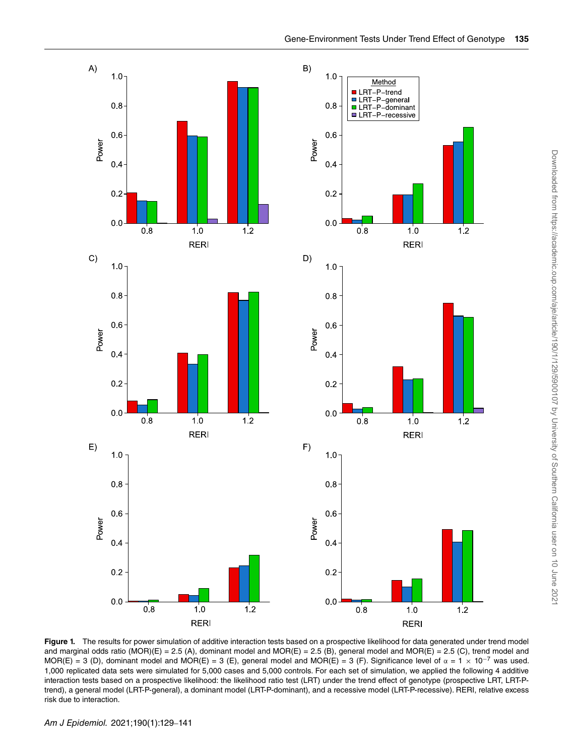**Figure 1.** The results for power simulation of additive interaction tests based on a prospective likelihood for data generated under trend model and marginal odds ratio (MOR)(E) = 2.5 (A), dominant model and MOR(E) = 2.5 (B), general model and MOR(E) = 2.5 (C), trend model and MOR(E) = 3 (D), dominant model and MOR(E) = 3 (E), general model and MOR(E) = 3 (F). Significance level of $\alpha = 1 \times 10^{-7}$ was used. 1,000 replicated data sets were simulated for 5,000 cases and 5,000 controls. For each set of simulation, we applied the following 4 additive interaction tests based on a prospective likelihood: the likelihood ratio test (LRT) under the trend effect of genotype (prospective LRT, LRT-P-trend), a general model (LRT-P-general), a dominant model (LRT-P-dominant), and a recessive model (LRT-P-recessive). RERI, relative excess risk due to interaction.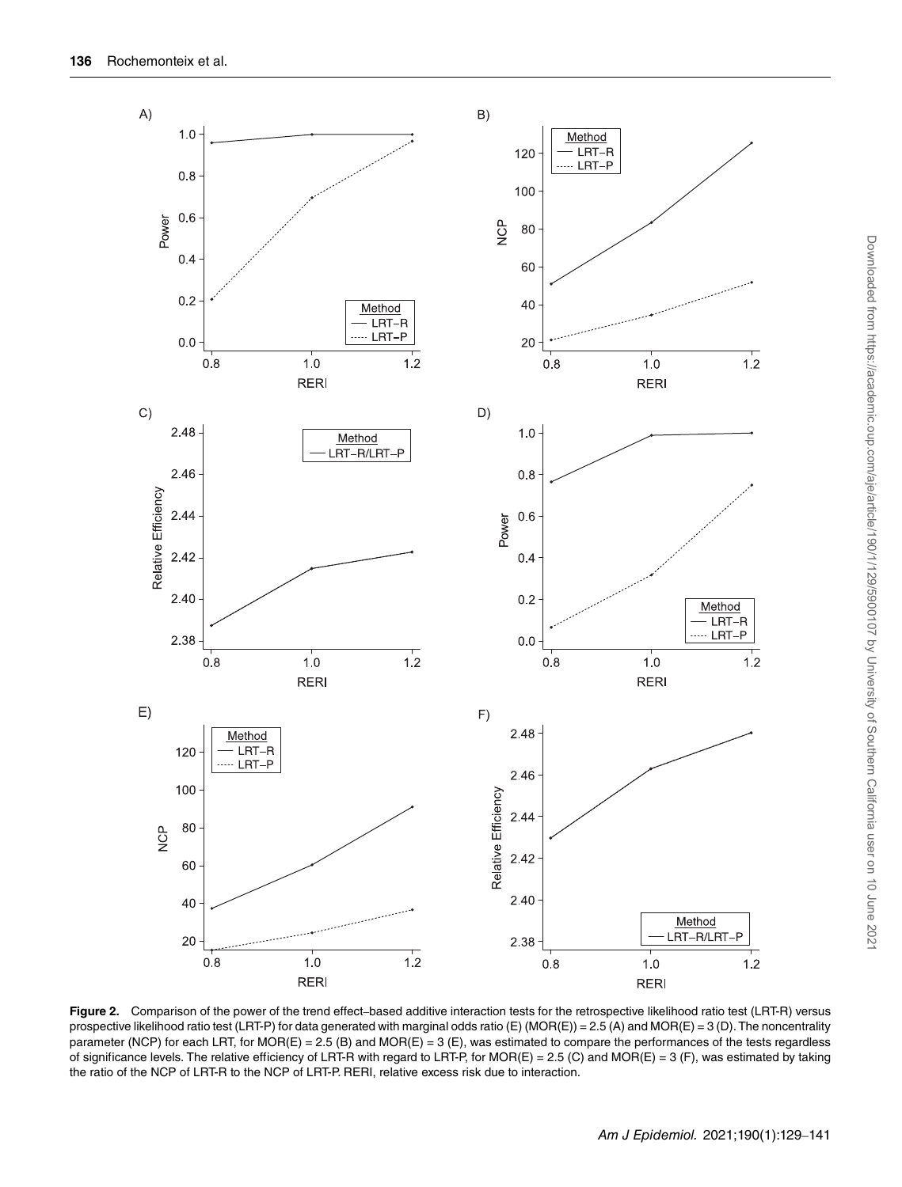Figure 2. Comparison of the power of the trend effect–based additive interaction tests for the retrospective likelihood ratio test (LRT-R) versus prospective likelihood ratio test (LRT-P) for data generated with marginal odds ratio (E) (MOR(E)) = 2.5 (A) and MOR(E) = 3 (D). The noncentrality parameter (NCP) for each LRT, for MOR(E) = 2.5 (B) and MOR(E) = 3 (E), was estimated to compare the performances of the tests regardless of significance levels. The relative efficiency of LRT-R with regard to LRT-P, for MOR(E) = 2.5 (C) and MOR(E) = 3 (F), was estimated by taking the ratio of the NCP of LRT-R to the NCP of LRT-P. RERI, relative excess risk due to interaction.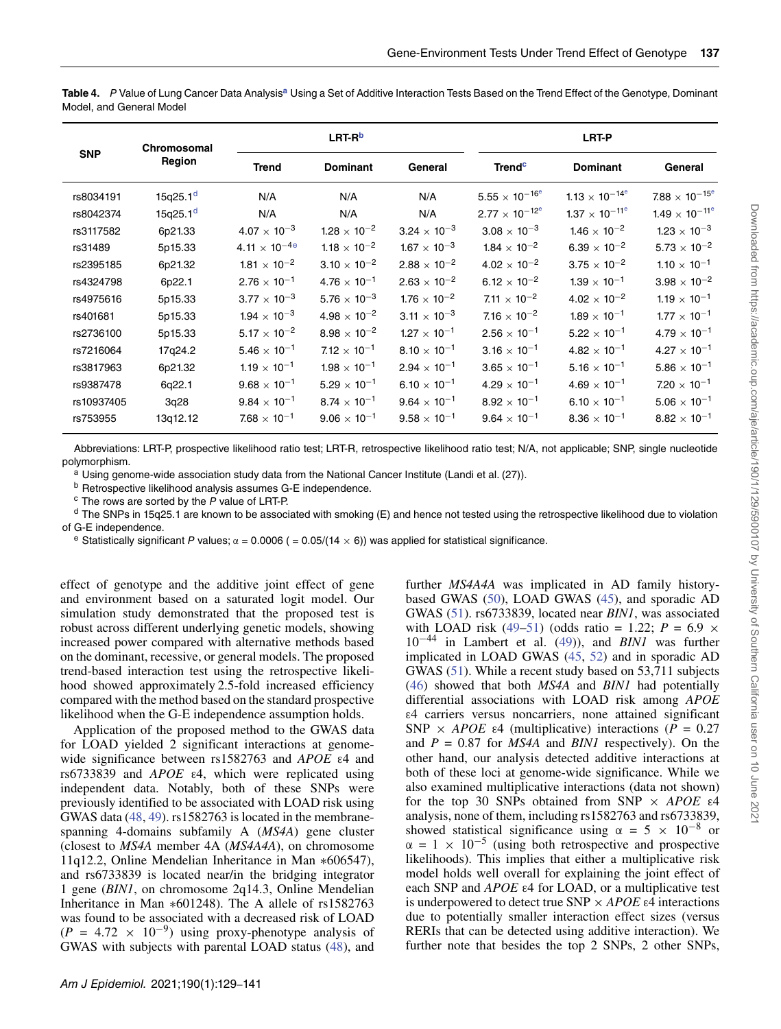**Table 4.** *P* Value of Lung Cancer Data Analysis[a] Using a Set of Additive Interaction Tests Based on the Trend Effect of the Genotype, Dominant Model, and General Model

| SNP | Chromosomal Region | LRT-R[b] | | | LRT-P | | |
|---|---|---|---|---|---|---|---|
| | | Trend | Dominant | General | Trend[c] | Dominant | General |
| rs8034191 | 15q25.1[d] | N/A | N/A | N/A | $5.55 \times 10^{-16}$[e] | $1.13 \times 10^{-14}$[e] | $7.88 \times 10^{-15}$[e] |
| rs8042374 | 15q25.1[d] | N/A | N/A | N/A | $2.77 \times 10^{-12}$[e] | $1.37 \times 10^{-11}$[e] | $1.49 \times 10^{-11}$[e] |
| rs3117582 | 6p21.33 | $4.07 \times 10^{-3}$ | $1.28 \times 10^{-2}$ | $3.24 \times 10^{-3}$ | $3.08 \times 10^{-3}$ | $1.46 \times 10^{-2}$ | $1.23 \times 10^{-3}$ |
| rs31489 | 5p15.33 | $4.11 \times 10^{-4}$[e] | $1.18 \times 10^{-2}$ | $1.67 \times 10^{-3}$ | $1.84 \times 10^{-2}$ | $6.39 \times 10^{-2}$ | $5.73 \times 10^{-2}$ |
| rs2395185 | 6p21.32 | $1.81 \times 10^{-2}$ | $3.10 \times 10^{-2}$ | $2.88 \times 10^{-2}$ | $4.02 \times 10^{-2}$ | $3.75 \times 10^{-2}$ | $1.10 \times 10^{-1}$ |
| rs4324798 | 6p22.1 | $2.76 \times 10^{-1}$ | $4.76 \times 10^{-1}$ | $2.63 \times 10^{-2}$ | $6.12 \times 10^{-2}$ | $1.39 \times 10^{-1}$ | $3.98 \times 10^{-2}$ |
| rs4975616 | 5p15.33 | $3.77 \times 10^{-3}$ | $5.76 \times 10^{-3}$ | $1.76 \times 10^{-2}$ | $7.11 \times 10^{-2}$ | $4.02 \times 10^{-2}$ | $1.19 \times 10^{-1}$ |
| rs401681 | 5p15.33 | $1.94 \times 10^{-3}$ | $4.98 \times 10^{-2}$ | $3.11 \times 10^{-3}$ | $7.16 \times 10^{-2}$ | $1.89 \times 10^{-1}$ | $1.77 \times 10^{-1}$ |
| rs2736100 | 5p15.33 | $5.17 \times 10^{-2}$ | $8.98 \times 10^{-2}$ | $1.27 \times 10^{-1}$ | $2.56 \times 10^{-1}$ | $5.22 \times 10^{-1}$ | $4.79 \times 10^{-1}$ |
| rs7216064 | 17q24.2 | $5.46 \times 10^{-1}$ | $7.12 \times 10^{-1}$ | $8.10 \times 10^{-1}$ | $3.16 \times 10^{-1}$ | $4.82 \times 10^{-1}$ | $4.27 \times 10^{-1}$ |
| rs3817963 | 6p21.32 | $1.19 \times 10^{-1}$ | $1.98 \times 10^{-1}$ | $2.94 \times 10^{-1}$ | $3.65 \times 10^{-1}$ | $5.16 \times 10^{-1}$ | $5.86 \times 10^{-1}$ |
| rs9387478 | 6q22.1 | $9.68 \times 10^{-1}$ | $5.29 \times 10^{-1}$ | $6.10 \times 10^{-1}$ | $4.29 \times 10^{-1}$ | $4.69 \times 10^{-1}$ | $7.20 \times 10^{-1}$ |
| rs10937405 | 3q28 | $9.84 \times 10^{-1}$ | $8.74 \times 10^{-1}$ | $9.64 \times 10^{-1}$ | $8.92 \times 10^{-1}$ | $6.10 \times 10^{-1}$ | $5.06 \times 10^{-1}$ |
| rs753955 | 13q12.12 | $7.68 \times 10^{-1}$ | $9.06 \times 10^{-1}$ | $9.58 \times 10^{-1}$ | $9.64 \times 10^{-1}$ | $8.36 \times 10^{-1}$ | $8.82 \times 10^{-1}$ |

Abbreviations: LRT-P, prospective likelihood ratio test; LRT-R, retrospective likelihood ratio test; N/A, not applicable; SNP, single nucleotide polymorphism.

[a] Using genome-wide association study data from the National Cancer Institute (Landi et al. (27)).

[b] Retrospective likelihood analysis assumes G-E independence.

[c] The rows are sorted by the *P* value of LRT-P.

[d] The SNPs in 15q25.1 are known to be associated with smoking (E) and hence not tested using the retrospective likelihood due to violation of G-E independence.

[e] Statistically significant *P* values; $\alpha = 0.0006$ ( $= 0.05/(14 \times 6)$) was applied for statistical significance.

effect of genotype and the additive joint effect of gene and environment based on a saturated logit model. Our simulation study demonstrated that the proposed test is robust across different underlying genetic models, showing increased power compared with alternative methods based on the dominant, recessive, or general models. The proposed trend-based interaction test using the retrospective likelihood showed approximately 2.5-fold increased efficiency compared with the method based on the standard prospective likelihood when the G-E independence assumption holds.

Application of the proposed method to the GWAS data for LOAD yielded 2 significant interactions at genome-wide significance between rs1582763 and *APOE* ε4 and rs6733839 and *APOE* ε4, which were replicated using independent data. Notably, both of these SNPs were previously identified to be associated with LOAD risk using GWAS data (48, 49). rs1582763 is located in the membrane-spanning 4-domains subfamily A (*MS4A*) gene cluster (closest to *MS4A* member 4A (*MS4A4A*), on chromosome 11q12.2, Online Mendelian Inheritance in Man *606547), and rs6733839 is located near/in the bridging integrator 1 gene (*BIN1*, on chromosome 2q14.3, Online Mendelian Inheritance in Man *601248). The A allele of rs1582763 was found to be associated with a decreased risk of LOAD ($P = 4.72 \times 10^{-9}$) using proxy-phenotype analysis of GWAS with subjects with parental LOAD status (48), and further *MS4A4A* was implicated in AD family history-based GWAS (50), LOAD GWAS (45), and sporadic AD GWAS (51). rs6733839, located near *BIN1*, was associated with LOAD risk (49–51) (odds ratio = 1.22; $P = 6.9 \times 10^{-44}$ in Lambert et al. (49)), and *BIN1* was further implicated in LOAD GWAS (45, 52) and in sporadic AD GWAS (51). While a recent study based on 53,711 subjects (46) showed that both *MS4A* and *BIN1* had potentially differential associations with LOAD risk among *APOE* ε4 carriers versus noncarriers, none attained significant SNP × *APOE* ε4 (multiplicative) interactions ($P = 0.27$ and $P = 0.87$ for *MS4A* and *BIN1* respectively). On the other hand, our analysis detected additive interactions at both of these loci at genome-wide significance. While we also examined multiplicative interactions (data not shown) for the top 30 SNPs obtained from SNP × *APOE* ε4 analysis, none of them, including rs1582763 and rs6733839, showed statistical significance using $\alpha = 5 \times 10^{-8}$ or $\alpha = 1 \times 10^{-5}$ (using both retrospective and prospective likelihoods). This implies that either a multiplicative risk model holds well overall for explaining the joint effect of each SNP and *APOE* ε4 for LOAD, or a multiplicative test is underpowered to detect true SNP × *APOE* ε4 interactions due to potentially smaller interaction effect sizes (versus RERIs that can be detected using additive interaction). We further note that besides the top 2 SNPs, 2 other SNPs,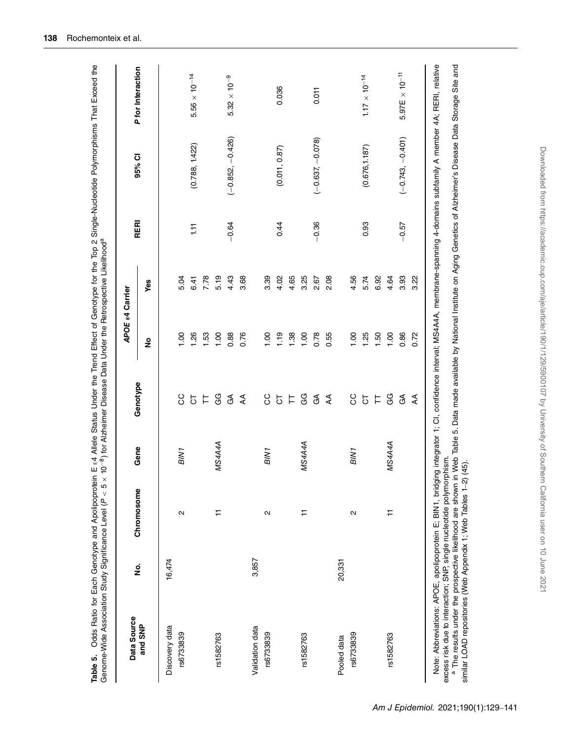**Table 5.** Odds Ratio for Each Genotype and Apolipoprotein E ε4 Allele Status Under the Trend Effect of Genotype for the Top 2 Single-Nucleotide Polymorphisms That Exceed the Genome-Wide Association Study Significance Level ($P < 5 \times 10^{-8}$) for Alzheimer Disease Data Under the Retrospective Likelihood[a]

| Data Source and SNP | No. | Chromosome | Gene | Genotype | *APOE* ε4 Carrier | | RERI | 95% CI | *P* for Interaction |
|---|---|---|---|---|---|---|---|---|---|
| | | | | | No | Yes | | | |
| Discovery data | 16,474 | | | | | | | | |
| rs6733839 | | 2 | *BIN1* | CC | 1.00 | 5.04 | | | |
| | | | | CT | 1.26 | 6.41 | 1.11 | (0.788, 1.422) | $5.56 \times 10^{-14}$ |
| | | | | TT | 1.53 | 7.78 | | | |
| rs1582763 | | 11 | *MS4A4A* | GG | 1.00 | 5.19 | | | |
| | | | | GA | 0.88 | 4.43 | −0.64 | (−0.852, −0.426) | $5.32 \times 10^{-9}$ |
| | | | | AA | 0.76 | 3.68 | | | |
| Validation data | 3,857 | | | | | | | | |
| rs6733839 | | 2 | *BIN1* | CC | 1.00 | 3.39 | | | |
| | | | | CT | 1.19 | 4.02 | 0.44 | (0.011, 0.87) | 0.036 |
| | | | | TT | 1.38 | 4.65 | | | |
| rs1582763 | | 11 | *MS4A4A* | GG | 1.00 | 3.25 | | | |
| | | | | GA | 0.78 | 2.67 | −0.36 | (−0.637, −0.078) | 0.011 |
| | | | | AA | 0.55 | 2.08 | | | |
| Pooled data | 20,331 | | | | | | | | |
| rs6733839 | | 2 | *BIN1* | CC | 1.00 | 4.56 | | | |
| | | | | CT | 1.25 | 5.74 | 0.93 | (0.676,1.187) | $1.17 \times 10^{-14}$ |
| | | | | TT | 1.50 | 6.92 | | | |
| rs1582763 | | 11 | *MS4A4A* | GG | 1.00 | 4.64 | | | |
| | | | | GA | 0.86 | 3.93 | −0.57 | (−0.743, −0.401) | $5.97\text{E} \times 10^{-11}$ |
| | | | | AA | 0.72 | 3.22 | | | |

Note: Abbreviations: APOE, apolipoprotein E; BIN1, bridging integrator 1; CI, confidence interval; MS4A4A, membrane-spanning 4-domains subfamily A member 4A; RERI, relative excess risk due to interaction; SNP, single nucleotide polymorphism.

[a] The results under the prospective likelihood are shown in Web Table 5. Data made available by National Institute on Aging Genetics of Alzheimer's Disease Data Storage Site and similar LOAD repositories (Web Appendix 1; Web Tables 1–2) (45).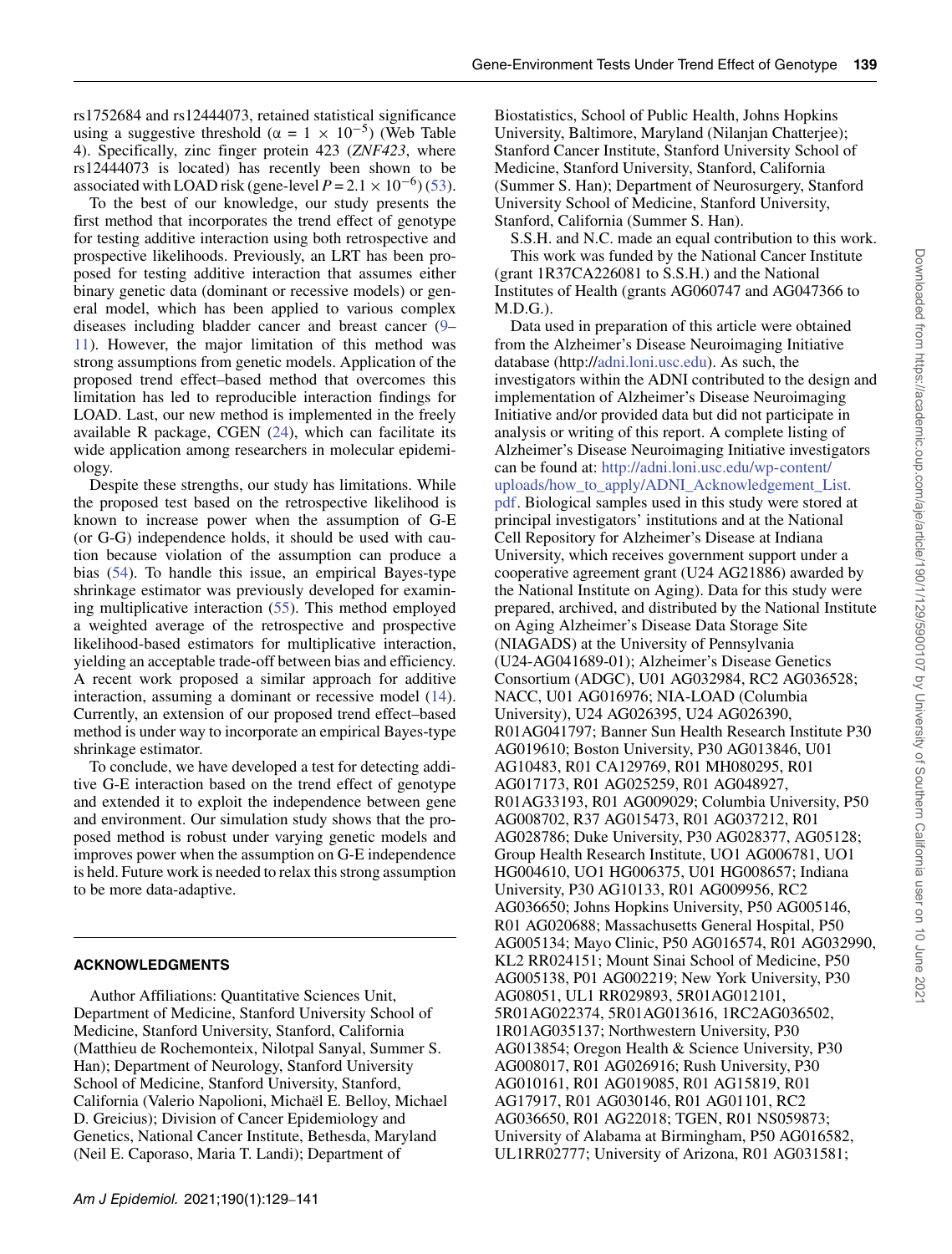rs1752684 and rs12444073, retained statistical significance using a suggestive threshold ($\alpha = 1 \times 10^{-5}$) (Web Table 4). Specifically, zinc finger protein 423 (*ZNF423*, where rs12444073 is located) has recently been shown to be associated with LOAD risk (gene-level $P = 2.1 \times 10^{-6}$) (53).

To the best of our knowledge, our study presents the first method that incorporates the trend effect of genotype for testing additive interaction using both retrospective and prospective likelihoods. Previously, an LRT has been proposed for testing additive interaction that assumes either binary genetic data (dominant or recessive models) or general model, which has been applied to various complex diseases including bladder cancer and breast cancer (9–11). However, the major limitation of this method was strong assumptions from genetic models. Application of the proposed trend effect–based method that overcomes this limitation has led to reproducible interaction findings for LOAD. Last, our new method is implemented in the freely available R package, CGEN (24), which can facilitate its wide application among researchers in molecular epidemiology.

Despite these strengths, our study has limitations. While the proposed test based on the retrospective likelihood is known to increase power when the assumption of G-E (or G-G) independence holds, it should be used with caution because violation of the assumption can produce a bias (54). To handle this issue, an empirical Bayes-type shrinkage estimator was previously developed for examining multiplicative interaction (55). This method employed a weighted average of the retrospective and prospective likelihood-based estimators for multiplicative interaction, yielding an acceptable trade-off between bias and efficiency. A recent work proposed a similar approach for additive interaction, assuming a dominant or recessive model (14). Currently, an extension of our proposed trend effect–based method is under way to incorporate an empirical Bayes-type shrinkage estimator.

To conclude, we have developed a test for detecting additive G-E interaction based on the trend effect of genotype and extended it to exploit the independence between gene and environment. Our simulation study shows that the proposed method is robust under varying genetic models and improves power when the assumption on G-E independence is held. Future work is needed to relax this strong assumption to be more data-adaptive.

## ACKNOWLEDGMENTS

Author Affiliations: Quantitative Sciences Unit, Department of Medicine, Stanford University School of Medicine, Stanford University, Stanford, California (Matthieu de Rochemonteix, Nilotpal Sanyal, Summer S. Han); Department of Neurology, Stanford University School of Medicine, Stanford University, Stanford, California (Valerio Napolioni, Michaël E. Belloy, Michael D. Greicius); Division of Cancer Epidemiology and Genetics, National Cancer Institute, Bethesda, Maryland (Neil E. Caporaso, Maria T. Landi); Department of Biostatistics, School of Public Health, Johns Hopkins University, Baltimore, Maryland (Nilanjan Chatterjee); Stanford Cancer Institute, Stanford University School of Medicine, Stanford University, Stanford, California (Summer S. Han); Department of Neurosurgery, Stanford University School of Medicine, Stanford University, Stanford, California (Summer S. Han).

S.S.H. and N.C. made an equal contribution to this work.

This work was funded by the National Cancer Institute (grant 1R37CA226081 to S.S.H.) and the National Institutes of Health (grants AG060747 and AG047366 to M.D.G.).

Data used in preparation of this article were obtained from the Alzheimer's Disease Neuroimaging Initiative database (http://adni.loni.usc.edu). As such, the investigators within the ADNI contributed to the design and implementation of Alzheimer's Disease Neuroimaging Initiative and/or provided data but did not participate in analysis or writing of this report. A complete listing of Alzheimer's Disease Neuroimaging Initiative investigators can be found at: http://adni.loni.usc.edu/wp-content/uploads/how_to_apply/ADNI_Acknowledgement_List.pdf. Biological samples used in this study were stored at principal investigators' institutions and at the National Cell Repository for Alzheimer's Disease at Indiana University, which receives government support under a cooperative agreement grant (U24 AG21886) awarded by the National Institute on Aging). Data for this study were prepared, archived, and distributed by the National Institute on Aging Alzheimer's Disease Data Storage Site (NIAGADS) at the University of Pennsylvania (U24-AG041689-01); Alzheimer's Disease Genetics Consortium (ADGC), U01 AG032984, RC2 AG036528; NACC, U01 AG016976; NIA-LOAD (Columbia University), U24 AG026395, U24 AG026390, R01AG041797; Banner Sun Health Research Institute P30 AG019610; Boston University, P30 AG013846, U01 AG10483, R01 CA129769, R01 MH080295, R01 AG017173, R01 AG025259, R01 AG048927, R01AG33193, R01 AG009029; Columbia University, P50 AG008702, R37 AG015473, R01 AG037212, R01 AG028786; Duke University, P30 AG028377, AG05128; Group Health Research Institute, UO1 AG006781, UO1 HG004610, UO1 HG006375, U01 HG008657; Indiana University, P30 AG10133, R01 AG009956, RC2 AG036650; Johns Hopkins University, P50 AG005146, R01 AG020688; Massachusetts General Hospital, P50 AG005134; Mayo Clinic, P50 AG016574, R01 AG032990, KL2 RR024151; Mount Sinai School of Medicine, P50 AG005138, P01 AG002219; New York University, P30 AG08051, UL1 RR029893, 5R01AG012101, 5R01AG022374, 5R01AG013616, 1RC2AG036502, 1R01AG035137; Northwestern University, P30 AG013854; Oregon Health & Science University, P30 AG008017, R01 AG026916; Rush University, P30 AG010161, R01 AG019085, R01 AG15819, R01 AG17917, R01 AG030146, R01 AG01101, RC2 AG036650, R01 AG22018; TGEN, R01 NS059873; University of Alabama at Birmingham, P50 AG016582, UL1RR02777; University of Arizona, R01 AG031581;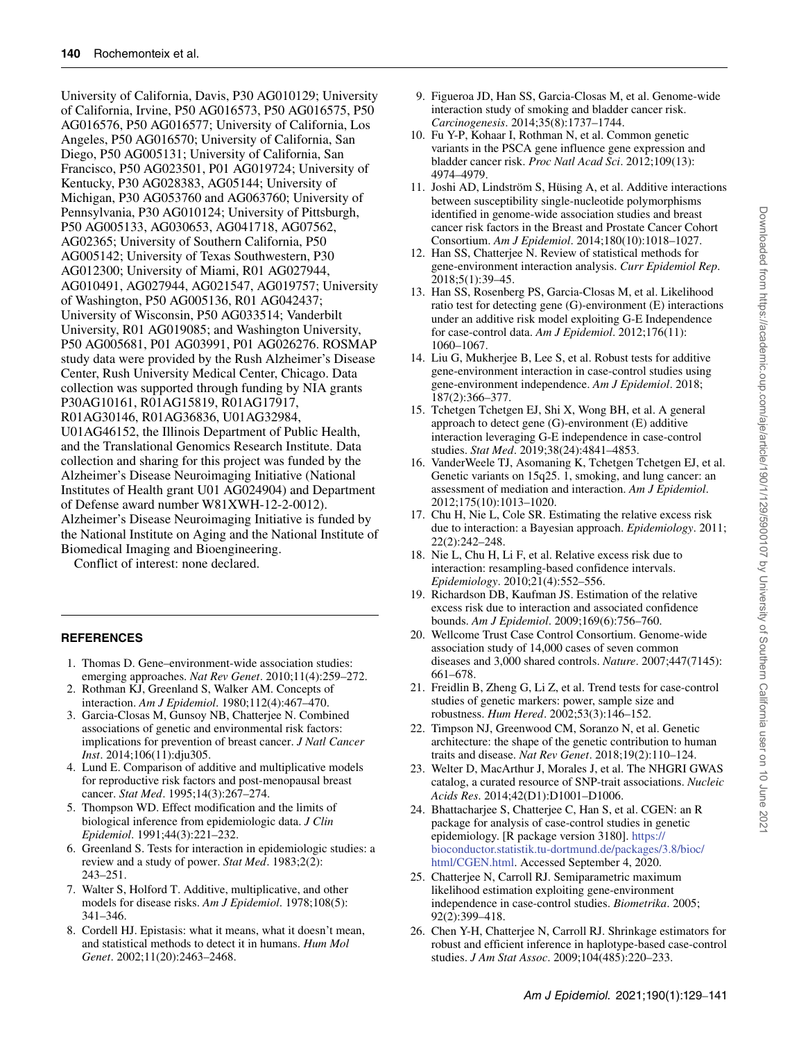University of California, Davis, P30 AG010129; University of California, Irvine, P50 AG016573, P50 AG016575, P50 AG016576, P50 AG016577; University of California, Los Angeles, P50 AG016570; University of California, San Diego, P50 AG005131; University of California, San Francisco, P50 AG023501, P01 AG019724; University of Kentucky, P30 AG028383, AG05144; University of Michigan, P30 AG053760 and AG063760; University of Pennsylvania, P30 AG010124; University of Pittsburgh, P50 AG005133, AG030653, AG041718, AG07562, AG02365; University of Southern California, P50 AG005142; University of Texas Southwestern, P30 AG012300; University of Miami, R01 AG027944, AG010491, AG027944, AG021547, AG019757; University of Washington, P50 AG005136, R01 AG042437; University of Wisconsin, P50 AG033514; Vanderbilt University, R01 AG019085; and Washington University, P50 AG005681, P01 AG03991, P01 AG026276. ROSMAP study data were provided by the Rush Alzheimer's Disease Center, Rush University Medical Center, Chicago. Data collection was supported through funding by NIA grants P30AG10161, R01AG15819, R01AG17917, R01AG30146, R01AG36836, U01AG32984, U01AG46152, the Illinois Department of Public Health, and the Translational Genomics Research Institute. Data collection and sharing for this project was funded by the Alzheimer's Disease Neuroimaging Initiative (National Institutes of Health grant U01 AG024904) and Department of Defense award number W81XWH-12-2-0012). Alzheimer's Disease Neuroimaging Initiative is funded by the National Institute on Aging and the National Institute of Biomedical Imaging and Bioengineering.

Conflict of interest: none declared.

## REFERENCES

1. Thomas D. Gene–environment-wide association studies: emerging approaches. *Nat Rev Genet*. 2010;11(4):259–272.
2. Rothman KJ, Greenland S, Walker AM. Concepts of interaction. *Am J Epidemiol*. 1980;112(4):467–470.
3. Garcia-Closas M, Gunsoy NB, Chatterjee N. Combined associations of genetic and environmental risk factors: implications for prevention of breast cancer. *J Natl Cancer Inst*. 2014;106(11):dju305.
4. Lund E. Comparison of additive and multiplicative models for reproductive risk factors and post-menopausal breast cancer. *Stat Med*. 1995;14(3):267–274.
5. Thompson WD. Effect modification and the limits of biological inference from epidemiologic data. *J Clin Epidemiol*. 1991;44(3):221–232.
6. Greenland S. Tests for interaction in epidemiologic studies: a review and a study of power. *Stat Med*. 1983;2(2): 243–251.
7. Walter S, Holford T. Additive, multiplicative, and other models for disease risks. *Am J Epidemiol*. 1978;108(5): 341–346.
8. Cordell HJ. Epistasis: what it means, what it doesn't mean, and statistical methods to detect it in humans. *Hum Mol Genet*. 2002;11(20):2463–2468.
9. Figueroa JD, Han SS, Garcia-Closas M, et al. Genome-wide interaction study of smoking and bladder cancer risk. *Carcinogenesis*. 2014;35(8):1737–1744.
10. Fu Y-P, Kohaar I, Rothman N, et al. Common genetic variants in the PSCA gene influence gene expression and bladder cancer risk. *Proc Natl Acad Sci*. 2012;109(13): 4974–4979.
11. Joshi AD, Lindström S, Hüsing A, et al. Additive interactions between susceptibility single-nucleotide polymorphisms identified in genome-wide association studies and breast cancer risk factors in the Breast and Prostate Cancer Cohort Consortium. *Am J Epidemiol*. 2014;180(10):1018–1027.
12. Han SS, Chatterjee N. Review of statistical methods for gene-environment interaction analysis. *Curr Epidemiol Rep*. 2018;5(1):39–45.
13. Han SS, Rosenberg PS, Garcia-Closas M, et al. Likelihood ratio test for detecting gene (G)-environment (E) interactions under an additive risk model exploiting G-E Independence for case-control data. *Am J Epidemiol*. 2012;176(11): 1060–1067.
14. Liu G, Mukherjee B, Lee S, et al. Robust tests for additive gene-environment interaction in case-control studies using gene-environment independence. *Am J Epidemiol*. 2018; 187(2):366–377.
15. Tchetgen Tchetgen EJ, Shi X, Wong BH, et al. A general approach to detect gene (G)-environment (E) additive interaction leveraging G-E independence in case-control studies. *Stat Med*. 2019;38(24):4841–4853.
16. VanderWeele TJ, Asomaning K, Tchetgen Tchetgen EJ, et al. Genetic variants on 15q25. 1, smoking, and lung cancer: an assessment of mediation and interaction. *Am J Epidemiol*. 2012;175(10):1013–1020.
17. Chu H, Nie L, Cole SR. Estimating the relative excess risk due to interaction: a Bayesian approach. *Epidemiology*. 2011; 22(2):242–248.
18. Nie L, Chu H, Li F, et al. Relative excess risk due to interaction: resampling-based confidence intervals. *Epidemiology*. 2010;21(4):552–556.
19. Richardson DB, Kaufman JS. Estimation of the relative excess risk due to interaction and associated confidence bounds. *Am J Epidemiol*. 2009;169(6):756–760.
20. Wellcome Trust Case Control Consortium. Genome-wide association study of 14,000 cases of seven common diseases and 3,000 shared controls. *Nature*. 2007;447(7145): 661–678.
21. Freidlin B, Zheng G, Li Z, et al. Trend tests for case-control studies of genetic markers: power, sample size and robustness. *Hum Hered*. 2002;53(3):146–152.
22. Timpson NJ, Greenwood CM, Soranzo N, et al. Genetic architecture: the shape of the genetic contribution to human traits and disease. *Nat Rev Genet*. 2018;19(2):110–124.
23. Welter D, MacArthur J, Morales J, et al. The NHGRI GWAS catalog, a curated resource of SNP-trait associations. *Nucleic Acids Res*. 2014;42(D1):D1001–D1006.
24. Bhattacharjee S, Chatterjee C, Han S, et al. CGEN: an R package for analysis of case-control studies in genetic epidemiology. [R package version 3180]. https://bioconductor.statistik.tu-dortmund.de/packages/3.8/bioc/html/CGEN.html. Accessed September 4, 2020.
25. Chatterjee N, Carroll RJ. Semiparametric maximum likelihood estimation exploiting gene-environment independence in case-control studies. *Biometrika*. 2005; 92(2):399–418.
26. Chen Y-H, Chatterjee N, Carroll RJ. Shrinkage estimators for robust and efficient inference in haplotype-based case-control studies. *J Am Stat Assoc*. 2009;104(485):220–233.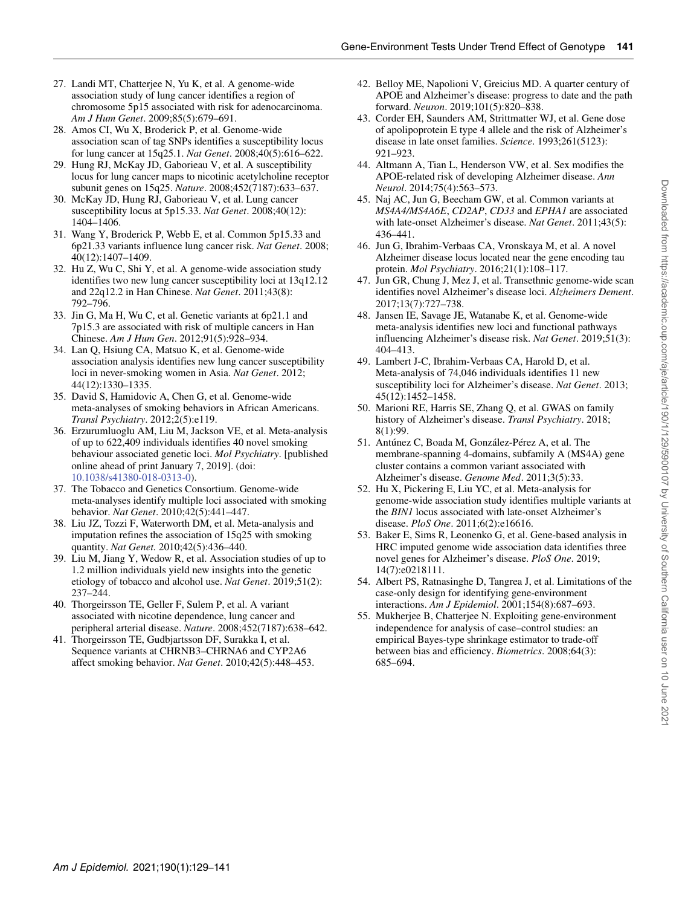27. Landi MT, Chatterjee N, Yu K, et al. A genome-wide association study of lung cancer identifies a region of chromosome 5p15 associated with risk for adenocarcinoma. *Am J Hum Genet*. 2009;85(5):679–691.
28. Amos CI, Wu X, Broderick P, et al. Genome-wide association scan of tag SNPs identifies a susceptibility locus for lung cancer at 15q25.1. *Nat Genet*. 2008;40(5):616–622.
29. Hung RJ, McKay JD, Gaborieau V, et al. A susceptibility locus for lung cancer maps to nicotinic acetylcholine receptor subunit genes on 15q25. *Nature*. 2008;452(7187):633–637.
30. McKay JD, Hung RJ, Gaborieau V, et al. Lung cancer susceptibility locus at 5p15.33. *Nat Genet*. 2008;40(12):1404–1406.
31. Wang Y, Broderick P, Webb E, et al. Common 5p15.33 and 6p21.33 variants influence lung cancer risk. *Nat Genet*. 2008;40(12):1407–1409.
32. Hu Z, Wu C, Shi Y, et al. A genome-wide association study identifies two new lung cancer susceptibility loci at 13q12.12 and 22q12.2 in Han Chinese. *Nat Genet*. 2011;43(8):792–796.
33. Jin G, Ma H, Wu C, et al. Genetic variants at 6p21.1 and 7p15.3 are associated with risk of multiple cancers in Han Chinese. *Am J Hum Gen*. 2012;91(5):928–934.
34. Lan Q, Hsiung CA, Matsuo K, et al. Genome-wide association analysis identifies new lung cancer susceptibility loci in never-smoking women in Asia. *Nat Genet*. 2012;44(12):1330–1335.
35. David S, Hamidovic A, Chen G, et al. Genome-wide meta-analyses of smoking behaviors in African Americans. *Transl Psychiatry*. 2012;2(5):e119.
36. Erzurumluoglu AM, Liu M, Jackson VE, et al. Meta-analysis of up to 622,409 individuals identifies 40 novel smoking behaviour associated genetic loci. *Mol Psychiatry*. [published online ahead of print January 7, 2019]. (doi: 10.1038/s41380-018-0313-0).
37. The Tobacco and Genetics Consortium. Genome-wide meta-analyses identify multiple loci associated with smoking behavior. *Nat Genet*. 2010;42(5):441–447.
38. Liu JZ, Tozzi F, Waterworth DM, et al. Meta-analysis and imputation refines the association of 15q25 with smoking quantity. *Nat Genet.* 2010;42(5):436–440.
39. Liu M, Jiang Y, Wedow R, et al. Association studies of up to 1.2 million individuals yield new insights into the genetic etiology of tobacco and alcohol use. *Nat Genet*. 2019;51(2):237–244.
40. Thorgeirsson TE, Geller F, Sulem P, et al. A variant associated with nicotine dependence, lung cancer and peripheral arterial disease. *Nature*. 2008;452(7187):638–642.
41. Thorgeirsson TE, Gudbjartsson DF, Surakka I, et al. Sequence variants at CHRNB3–CHRNA6 and CYP2A6 affect smoking behavior. *Nat Genet*. 2010;42(5):448–453.
42. Belloy ME, Napolioni V, Greicius MD. A quarter century of APOE and Alzheimer's disease: progress to date and the path forward. *Neuron*. 2019;101(5):820–838.
43. Corder EH, Saunders AM, Strittmatter WJ, et al. Gene dose of apolipoprotein E type 4 allele and the risk of Alzheimer's disease in late onset families. *Science*. 1993;261(5123):921–923.
44. Altmann A, Tian L, Henderson VW, et al. Sex modifies the APOE-related risk of developing Alzheimer disease. *Ann Neurol*. 2014;75(4):563–573.
45. Naj AC, Jun G, Beecham GW, et al. Common variants at *MS4A4/MS4A6E*, *CD2AP*, *CD33* and *EPHA1* are associated with late-onset Alzheimer's disease. *Nat Genet*. 2011;43(5):436–441.
46. Jun G, Ibrahim-Verbaas CA, Vronskaya M, et al. A novel Alzheimer disease locus located near the gene encoding tau protein. *Mol Psychiatry*. 2016;21(1):108–117.
47. Jun GR, Chung J, Mez J, et al. Transethnic genome-wide scan identifies novel Alzheimer's disease loci. *Alzheimers Dement*. 2017;13(7):727–738.
48. Jansen IE, Savage JE, Watanabe K, et al. Genome-wide meta-analysis identifies new loci and functional pathways influencing Alzheimer's disease risk. *Nat Genet*. 2019;51(3):404–413.
49. Lambert J-C, Ibrahim-Verbaas CA, Harold D, et al. Meta-analysis of 74,046 individuals identifies 11 new susceptibility loci for Alzheimer's disease. *Nat Genet*. 2013;45(12):1452–1458.
50. Marioni RE, Harris SE, Zhang Q, et al. GWAS on family history of Alzheimer's disease. *Transl Psychiatry*. 2018;8(1):99.
51. Antúnez C, Boada M, González-Pérez A, et al. The membrane-spanning 4-domains, subfamily A (MS4A) gene cluster contains a common variant associated with Alzheimer's disease. *Genome Med*. 2011;3(5):33.
52. Hu X, Pickering E, Liu YC, et al. Meta-analysis for genome-wide association study identifies multiple variants at the *BIN1* locus associated with late-onset Alzheimer's disease. *PloS One*. 2011;6(2):e16616.
53. Baker E, Sims R, Leonenko G, et al. Gene-based analysis in HRC imputed genome wide association data identifies three novel genes for Alzheimer's disease. *PloS One*. 2019;14(7):e0218111.
54. Albert PS, Ratnasinghe D, Tangrea J, et al. Limitations of the case-only design for identifying gene-environment interactions. *Am J Epidemiol*. 2001;154(8):687–693.
55. Mukherjee B, Chatterjee N. Exploiting gene-environment independence for analysis of case–control studies: an empirical Bayes-type shrinkage estimator to trade-off between bias and efficiency. *Biometrics*. 2008;64(3):685–694.